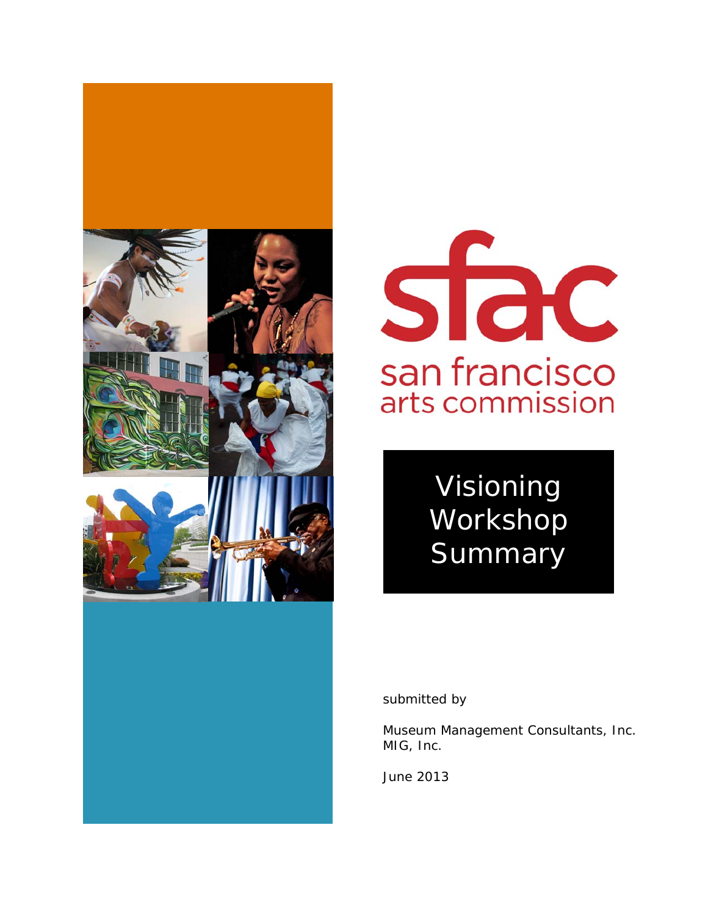sfac

san francisco arts commission

# Visioning Workshop Summary

submitted by

Museum Management Consultants, Inc.
MIG, Inc.

June 2013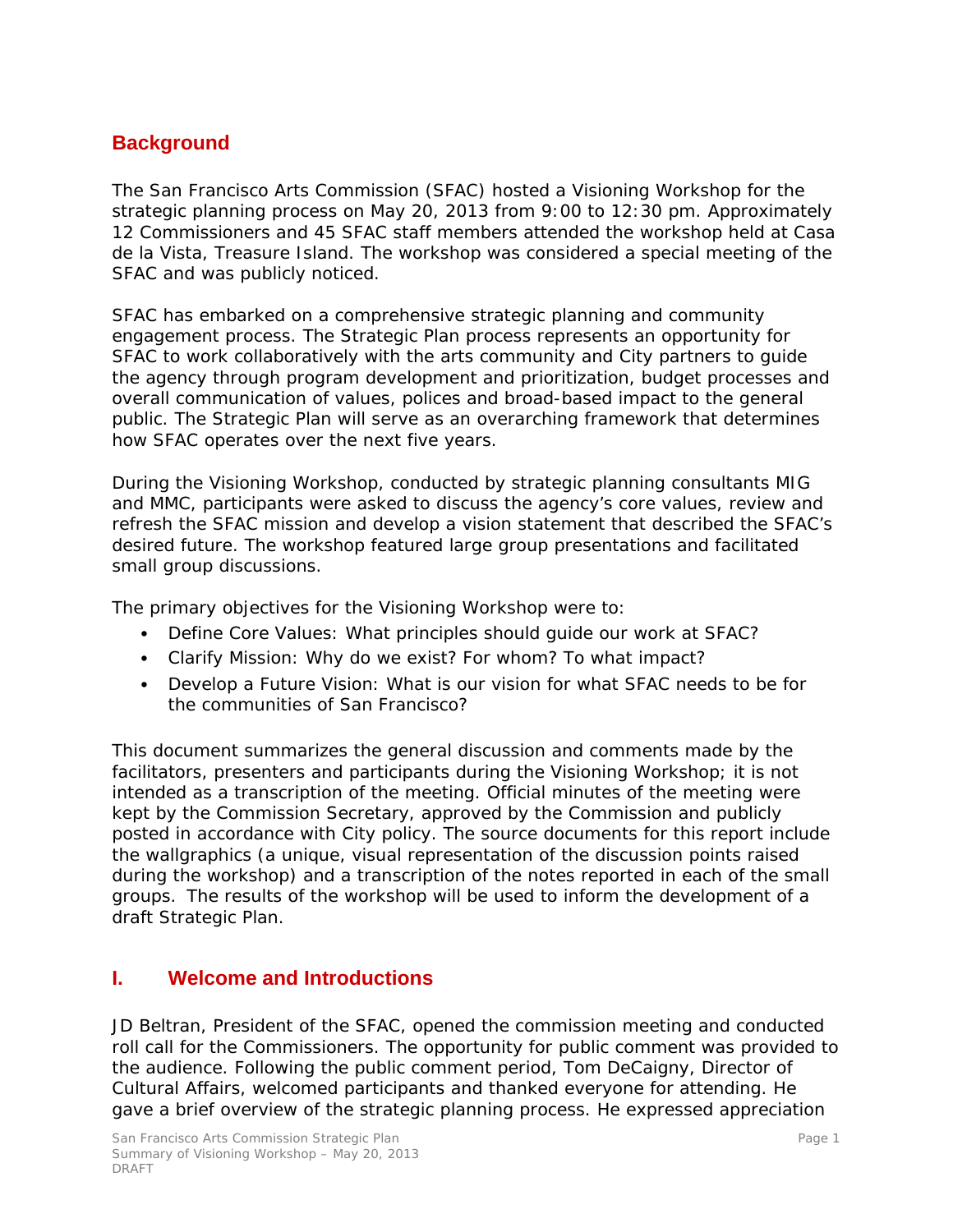## Background

The San Francisco Arts Commission (SFAC) hosted a Visioning Workshop for the strategic planning process on May 20, 2013 from 9:00 to 12:30 pm. Approximately 12 Commissioners and 45 SFAC staff members attended the workshop held at Casa de la Vista, Treasure Island. The workshop was considered a special meeting of the SFAC and was publicly noticed.

SFAC has embarked on a comprehensive strategic planning and community engagement process. The Strategic Plan process represents an opportunity for SFAC to work collaboratively with the arts community and City partners to guide the agency through program development and prioritization, budget processes and overall communication of values, polices and broad-based impact to the general public. The Strategic Plan will serve as an overarching framework that determines how SFAC operates over the next five years.

During the Visioning Workshop, conducted by strategic planning consultants MIG and MMC, participants were asked to discuss the agency's core values, review and refresh the SFAC mission and develop a vision statement that described the SFAC's desired future. The workshop featured large group presentations and facilitated small group discussions.

The primary objectives for the Visioning Workshop were to:

- Define Core Values: What principles should guide our work at SFAC?
- Clarify Mission: Why do we exist? For whom? To what impact?
- Develop a Future Vision: What is our vision for what SFAC needs to be for the communities of San Francisco?

This document summarizes the general discussion and comments made by the facilitators, presenters and participants during the Visioning Workshop; it is not intended as a transcription of the meeting. Official minutes of the meeting were kept by the Commission Secretary, approved by the Commission and publicly posted in accordance with City policy. The source documents for this report include the wallgraphics (a unique, visual representation of the discussion points raised during the workshop) and a transcription of the notes reported in each of the small groups. The results of the workshop will be used to inform the development of a draft Strategic Plan.

## I. Welcome and Introductions

JD Beltran, President of the SFAC, opened the commission meeting and conducted roll call for the Commissioners. The opportunity for public comment was provided to the audience. Following the public comment period, Tom DeCaigny, Director of Cultural Affairs, welcomed participants and thanked everyone for attending. He gave a brief overview of the strategic planning process. He expressed appreciation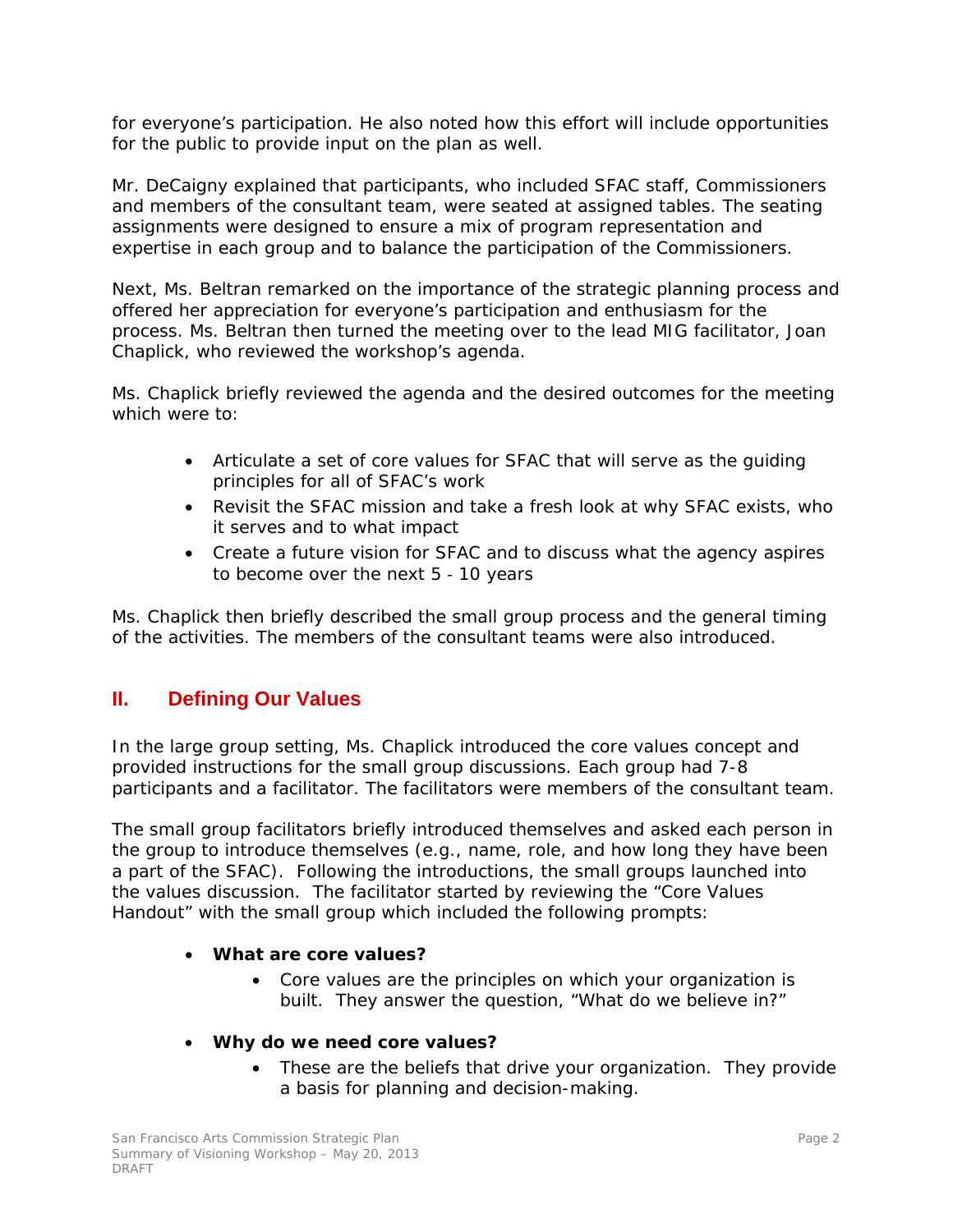for everyone's participation. He also noted how this effort will include opportunities for the public to provide input on the plan as well.

Mr. DeCaigny explained that participants, who included SFAC staff, Commissioners and members of the consultant team, were seated at assigned tables. The seating assignments were designed to ensure a mix of program representation and expertise in each group and to balance the participation of the Commissioners.

Next, Ms. Beltran remarked on the importance of the strategic planning process and offered her appreciation for everyone's participation and enthusiasm for the process. Ms. Beltran then turned the meeting over to the lead MIG facilitator, Joan Chaplick, who reviewed the workshop's agenda.

Ms. Chaplick briefly reviewed the agenda and the desired outcomes for the meeting which were to:

- Articulate a set of core values for SFAC that will serve as the guiding principles for all of SFAC's work
- Revisit the SFAC mission and take a fresh look at why SFAC exists, who it serves and to what impact
- Create a future vision for SFAC and to discuss what the agency aspires to become over the next 5 - 10 years

Ms. Chaplick then briefly described the small group process and the general timing of the activities. The members of the consultant teams were also introduced.

## II. Defining Our Values

In the large group setting, Ms. Chaplick introduced the core values concept and provided instructions for the small group discussions. Each group had 7-8 participants and a facilitator. The facilitators were members of the consultant team.

The small group facilitators briefly introduced themselves and asked each person in the group to introduce themselves (e.g., name, role, and how long they have been a part of the SFAC). Following the introductions, the small groups launched into the values discussion. The facilitator started by reviewing the "Core Values Handout" with the small group which included the following prompts:

- **What are core values?**
  - Core values are the principles on which your organization is built. They answer the question, "What do we believe in?"
- **Why do we need core values?**
  - These are the beliefs that drive your organization. They provide a basis for planning and decision-making.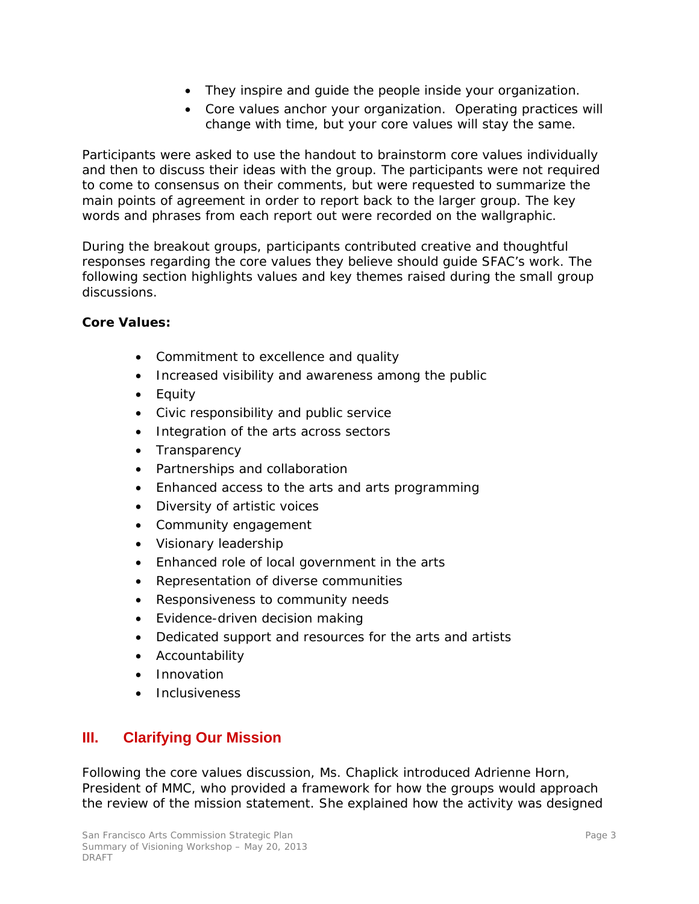- They inspire and guide the people inside your organization.
- Core values anchor your organization. Operating practices will change with time, but your core values will stay the same.

Participants were asked to use the handout to brainstorm core values individually and then to discuss their ideas with the group. The participants were not required to come to consensus on their comments, but were requested to summarize the main points of agreement in order to report back to the larger group. The key words and phrases from each report out were recorded on the wallgraphic.

During the breakout groups, participants contributed creative and thoughtful responses regarding the core values they believe should guide SFAC's work. The following section highlights values and key themes raised during the small group discussions.

**Core Values:**

- Commitment to excellence and quality
- Increased visibility and awareness among the public
- Equity
- Civic responsibility and public service
- Integration of the arts across sectors
- Transparency
- Partnerships and collaboration
- Enhanced access to the arts and arts programming
- Diversity of artistic voices
- Community engagement
- Visionary leadership
- Enhanced role of local government in the arts
- Representation of diverse communities
- Responsiveness to community needs
- Evidence-driven decision making
- Dedicated support and resources for the arts and artists
- Accountability
- Innovation
- Inclusiveness

## III. Clarifying Our Mission

Following the core values discussion, Ms. Chaplick introduced Adrienne Horn, President of MMC, who provided a framework for how the groups would approach the review of the mission statement. She explained how the activity was designed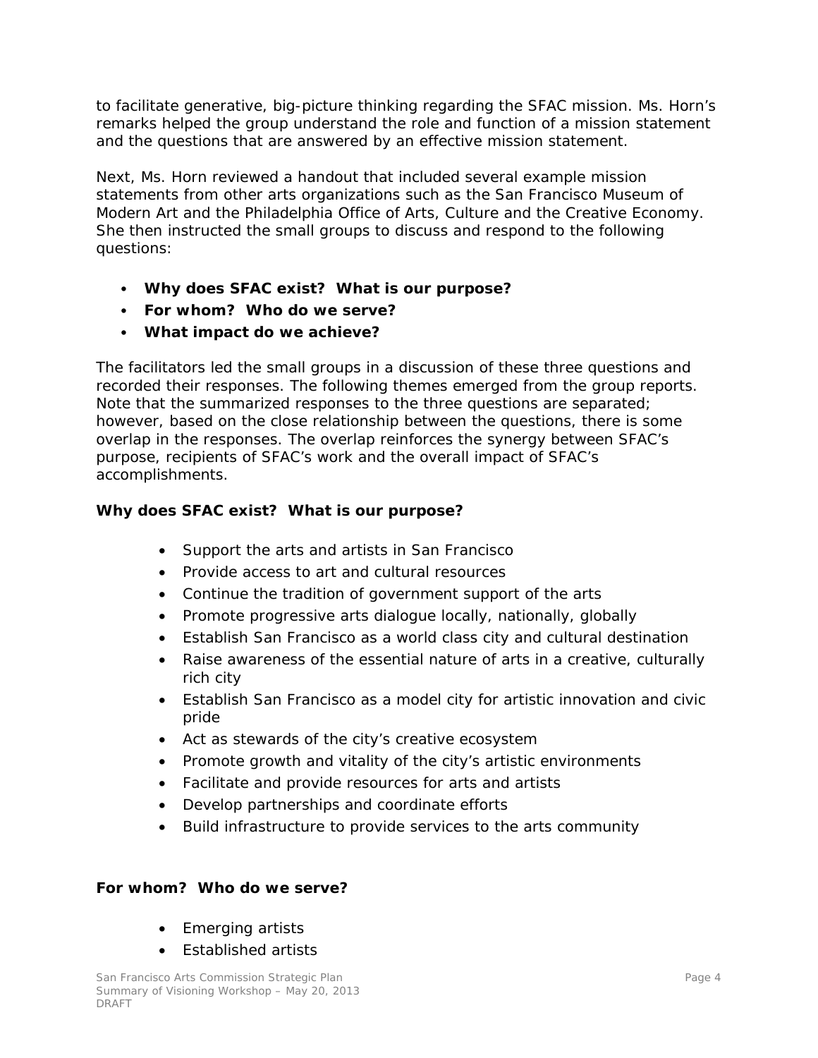to facilitate generative, big-picture thinking regarding the SFAC mission. Ms. Horn's remarks helped the group understand the role and function of a mission statement and the questions that are answered by an effective mission statement.

Next, Ms. Horn reviewed a handout that included several example mission statements from other arts organizations such as the San Francisco Museum of Modern Art and the Philadelphia Office of Arts, Culture and the Creative Economy. She then instructed the small groups to discuss and respond to the following questions:

- **Why does SFAC exist? What is our purpose?**
- **For whom? Who do we serve?**
- **What impact do we achieve?**

The facilitators led the small groups in a discussion of these three questions and recorded their responses. The following themes emerged from the group reports. Note that the summarized responses to the three questions are separated; however, based on the close relationship between the questions, there is some overlap in the responses. The overlap reinforces the synergy between SFAC's purpose, recipients of SFAC's work and the overall impact of SFAC's accomplishments.

**Why does SFAC exist? What is our purpose?**

- Support the arts and artists in San Francisco
- Provide access to art and cultural resources
- Continue the tradition of government support of the arts
- Promote progressive arts dialogue locally, nationally, globally
- Establish San Francisco as a world class city and cultural destination
- Raise awareness of the essential nature of arts in a creative, culturally rich city
- Establish San Francisco as a model city for artistic innovation and civic pride
- Act as stewards of the city's creative ecosystem
- Promote growth and vitality of the city's artistic environments
- Facilitate and provide resources for arts and artists
- Develop partnerships and coordinate efforts
- Build infrastructure to provide services to the arts community

**For whom? Who do we serve?**

- Emerging artists
- Established artists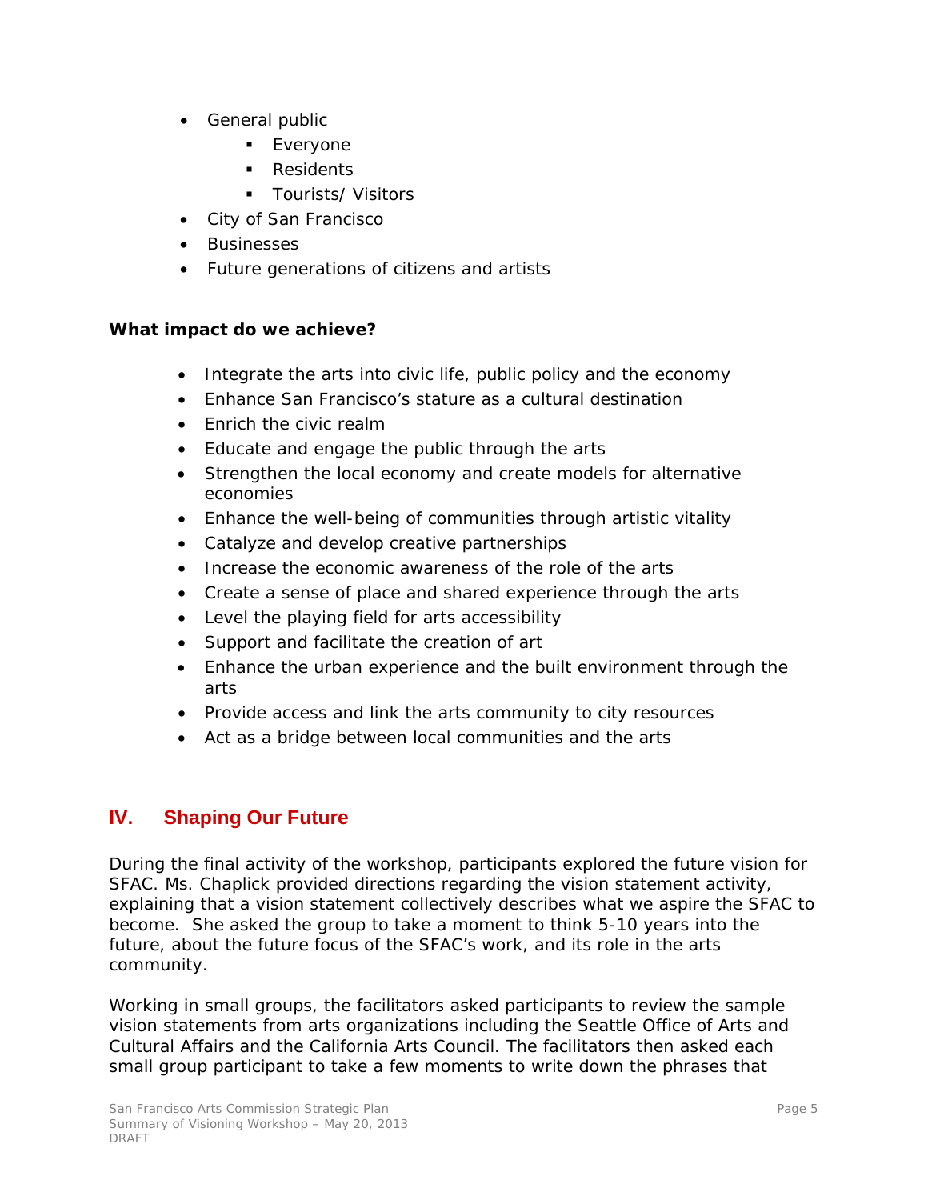- General public
  - Everyone
  - Residents
  - Tourists/ Visitors
- City of San Francisco
- Businesses
- Future generations of citizens and artists

**What impact do we achieve?**

- Integrate the arts into civic life, public policy and the economy
- Enhance San Francisco's stature as a cultural destination
- Enrich the civic realm
- Educate and engage the public through the arts
- Strengthen the local economy and create models for alternative economies
- Enhance the well-being of communities through artistic vitality
- Catalyze and develop creative partnerships
- Increase the economic awareness of the role of the arts
- Create a sense of place and shared experience through the arts
- Level the playing field for arts accessibility
- Support and facilitate the creation of art
- Enhance the urban experience and the built environment through the arts
- Provide access and link the arts community to city resources
- Act as a bridge between local communities and the arts

## IV. Shaping Our Future

During the final activity of the workshop, participants explored the future vision for SFAC. Ms. Chaplick provided directions regarding the vision statement activity, explaining that a vision statement collectively describes what we aspire the SFAC to become. She asked the group to take a moment to think 5-10 years into the future, about the future focus of the SFAC's work, and its role in the arts community.

Working in small groups, the facilitators asked participants to review the sample vision statements from arts organizations including the Seattle Office of Arts and Cultural Affairs and the California Arts Council. The facilitators then asked each small group participant to take a few moments to write down the phrases that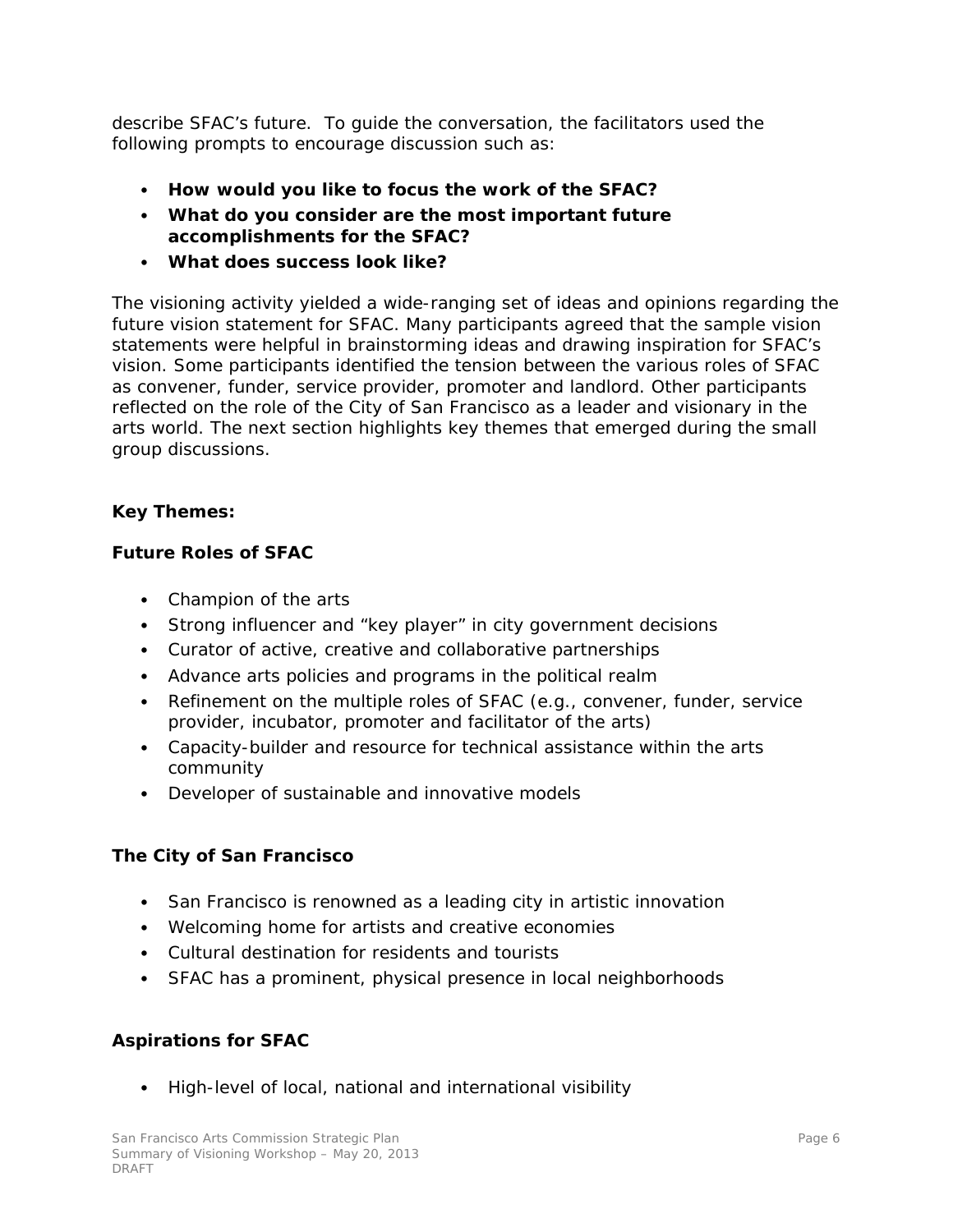describe SFAC's future. To guide the conversation, the facilitators used the following prompts to encourage discussion such as:

- **How would you like to focus the work of the SFAC?**
- **What do you consider are the most important future accomplishments for the SFAC?**
- **What does success look like?**

The visioning activity yielded a wide-ranging set of ideas and opinions regarding the future vision statement for SFAC. Many participants agreed that the sample vision statements were helpful in brainstorming ideas and drawing inspiration for SFAC's vision. Some participants identified the tension between the various roles of SFAC as convener, funder, service provider, promoter and landlord. Other participants reflected on the role of the City of San Francisco as a leader and visionary in the arts world. The next section highlights key themes that emerged during the small group discussions.

**Key Themes:**

**Future Roles of SFAC**

- Champion of the arts
- Strong influencer and "key player" in city government decisions
- Curator of active, creative and collaborative partnerships
- Advance arts policies and programs in the political realm
- Refinement on the multiple roles of SFAC (e.g., convener, funder, service provider, incubator, promoter and facilitator of the arts)
- Capacity-builder and resource for technical assistance within the arts community
- Developer of sustainable and innovative models

**The City of San Francisco**

- San Francisco is renowned as a leading city in artistic innovation
- Welcoming home for artists and creative economies
- Cultural destination for residents and tourists
- SFAC has a prominent, physical presence in local neighborhoods

**Aspirations for SFAC**

- High-level of local, national and international visibility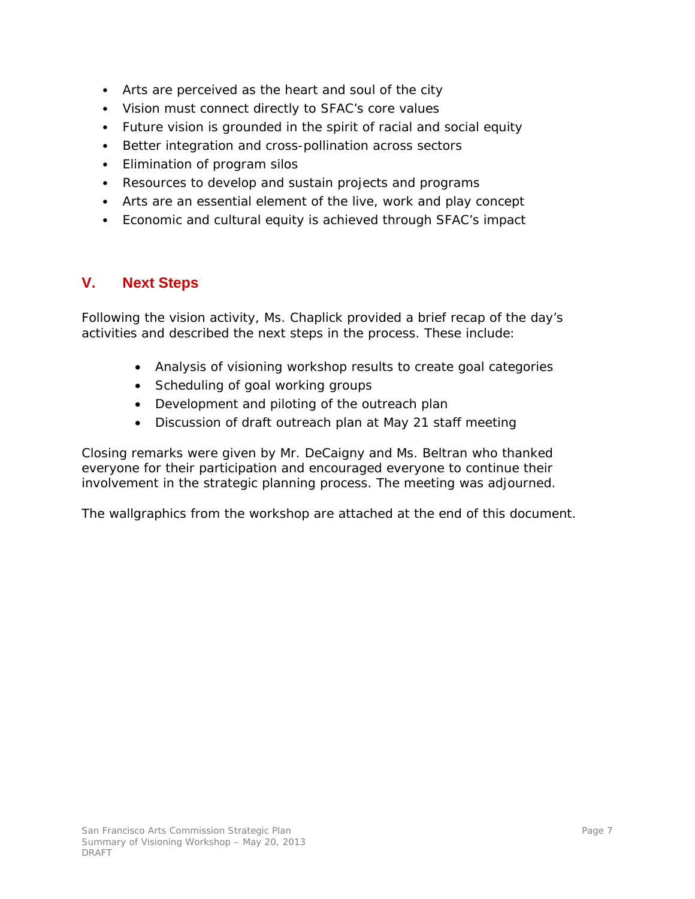- Arts are perceived as the heart and soul of the city
- Vision must connect directly to SFAC's core values
- Future vision is grounded in the spirit of racial and social equity
- Better integration and cross-pollination across sectors
- Elimination of program silos
- Resources to develop and sustain projects and programs
- Arts are an essential element of the live, work and play concept
- Economic and cultural equity is achieved through SFAC's impact

## V. Next Steps

Following the vision activity, Ms. Chaplick provided a brief recap of the day's activities and described the next steps in the process. These include:

- Analysis of visioning workshop results to create goal categories
- Scheduling of goal working groups
- Development and piloting of the outreach plan
- Discussion of draft outreach plan at May 21 staff meeting

Closing remarks were given by Mr. DeCaigny and Ms. Beltran who thanked everyone for their participation and encouraged everyone to continue their involvement in the strategic planning process. The meeting was adjourned.

The wallgraphics from the workshop are attached at the end of this document.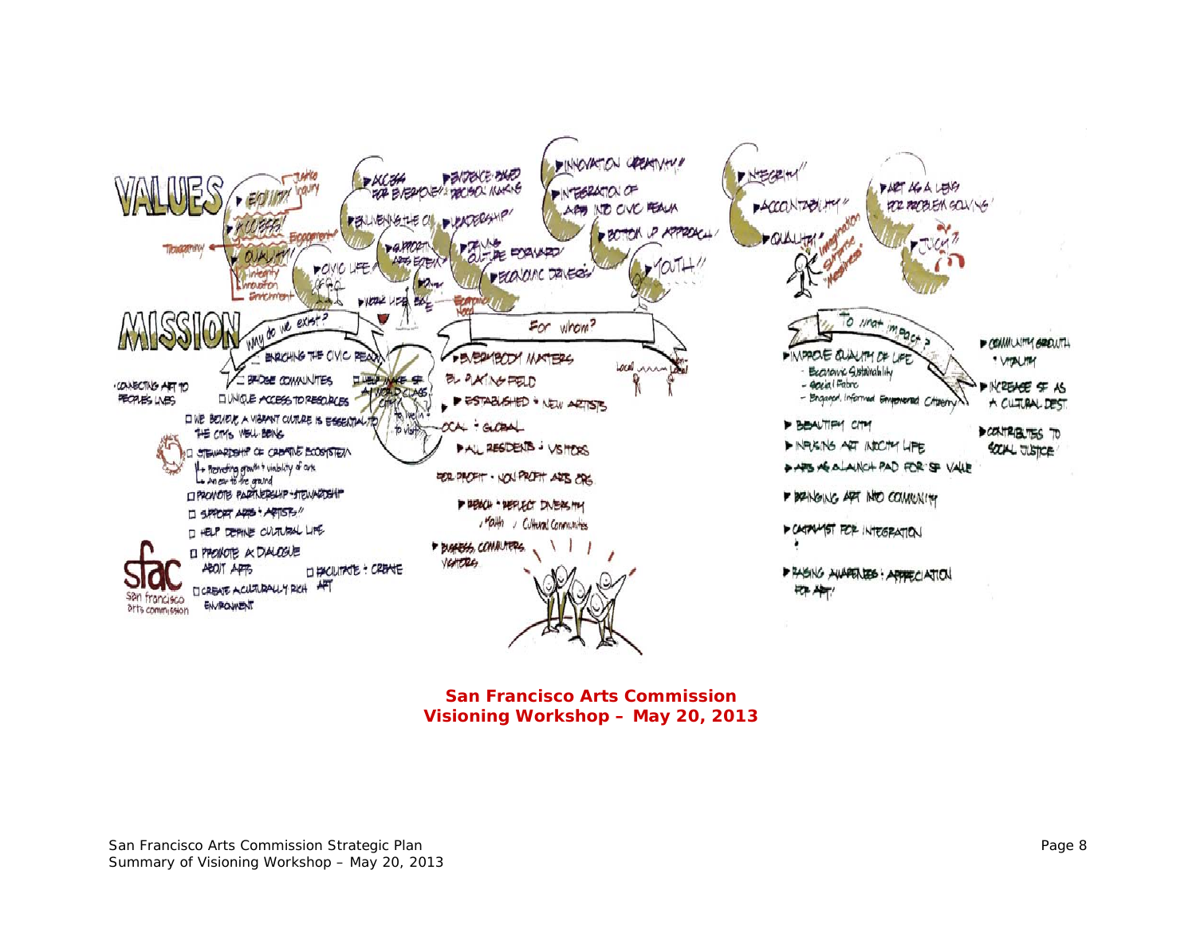# VALUES

- Equity
  - Justice
  - Inquiry
- Access
  - Engagement
- Quality
  - Integrity
  - Innovation
  - Enrichment
- Transparency
- Civic Life
- Access for everyone
- Enlivening the city
- Support arts ecosystem
- Work life balance
- Evidence based decision making
- Leadership
- Driving culture forward
- Economic drivers
- Employee need
- Innovation creativity
- Integration of arts into civic realm
- Bottom up approach
- Youth
- Integrity
- Accountability
- Quality
  - Imagination
  - Surprise
  - "Messiness"
- Art as a lens for problem solving
- Juicy

# MISSION

**Why do we exist?**

- Enriching the civic realm
- Bridge communities
- Unique access to resources
- Help make SF a world class city
  - To live in
  - To visit
- We believe a vibrant culture is essential to the city's well being
- Stewardship of creative ecosystem
  - Promoting growth & viability of arts
  - An ear to the ground
- Promote partnership + stewardship
- Support arts + artists
- Help define cultural life
- Promote a dialogue about arts
- Facilitate + create art
- Create a culturally rich environment

Connecting art to people's lives

**For whom?**

- Everybody matters
- Level playing field
- Established + new artists
- Local + global
- All residents + visitors
- For profit + non profit arts orgs
- Reach + reflect diversity
  - Youth
  - Cultural Communities
- Business, commuters, visitors

**To what impact?**

- Improve quality of life
  - Economic Sustainability
  - Social Fabric
  - Engaged, Informed, Empowered Citizenry
- Beautify city
- Infusing art into city life
- Arts as a launch pad for SF value
- Bringing art into community
- Catalyst for integration
- Raising awareness + appreciation for art
- Community growth + vitality
- Increase SF as a cultural dest.
- Contributes to social justice

sfac
San Francisco Arts Commission

**San Francisco Arts Commission**
**Visioning Workshop – May 20, 2013**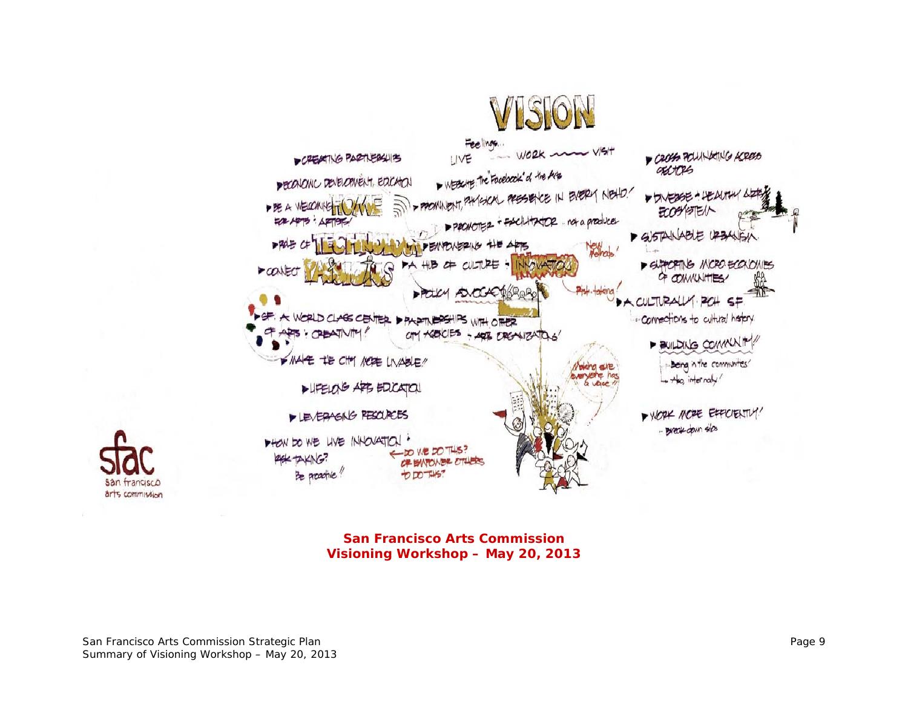# VISION

Feelings...

LIVE — WORK — VISIT

- CREATING PARTNERSHIPS
- ECONOMIC DEVELOPMENT, EDUCATION
- BE A WELCOMING HOME FOR ARTS + ARTISTS!
- ROLE OF TECHNOLOGY
- CONNECT PATRONS
- SF: A WORLD CLASS CENTER OF ARTS + CREATIVITY!
- MAKE THE CITY MORE LIVABLE!
- LIFELONG ARTS EDUCATION
- LEVERAGING RESOURCES
- HOW DO WE LIVE INNOVATION + RISK-TAKING? Be proactive!
  - ← DO WE DO THIS? OR EMPOWER OTHERS TO DO THIS?

- WEBSITE the "Facebook" of the Arts
- PROMINENT, PHYSICAL PRESENCE IN EVERY NBHD!
- PROMOTER + FACILITATOR – not a producer
- EMPOWERING THE ARTS
- A HUB OF CULTURE + INNOVATION
- POLICY ADVOCACY
- PARTNERSHIPS WITH OTHER CITY AGENCIES + ARTS ORGANIZATIONS!

New Methods!

Risk-taking!

Making sure everyone has a voice!!

- CROSS POLLINATING ACROSS SECTORS
- DIVERSE + HEALTHY ARTS ECOSYSTEM
- SUSTAINABLE URBANISM
- SUPPORTING MICRO-ECONOMIES OF COMMUNITIES!
- A CULTURALLY RICH SF
  - Connections to cultural history
- BUILDING COMMUNITY!
  - Being in the communities!
  - Also, internally!
- WORK MORE EFFICIENTLY!
  - Break down silos

sfac san francisco arts commission

**San Francisco Arts Commission**
**Visioning Workshop – May 20, 2013**